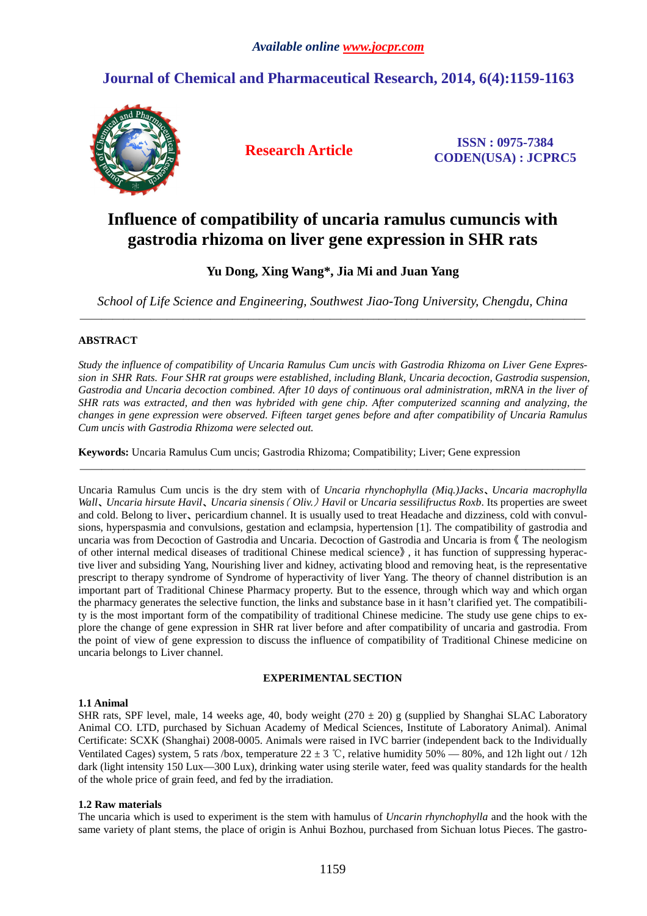# Influence of compatibility of uncaria ramulus cumuncis with gastrodia rhizoma on liver gene expression in SHR rats

**Yu Dong, Xing Wang\*, Jia Mi and Juan Yang**

*School of Life Science and Engineering, Southwest Jiao-Tong University, Chengdu, China*

---

## ABSTRACT

*Study the influence of compatibility of Uncaria Ramulus Cum uncis with Gastrodia Rhizoma on Liver Gene Expression in SHR Rats. Four SHR rat groups were established, including Blank, Uncaria decoction, Gastrodia suspension, Gastrodia and Uncaria decoction combined. After 10 days of continuous oral administration, mRNA in the liver of SHR rats was extracted, and then was hybrided with gene chip. After computerized scanning and analyzing, the changes in gene expression were observed. Fifteen target genes before and after compatibility of Uncaria Ramulus Cum uncis with Gastrodia Rhizoma were selected out.*

**Keywords:** Uncaria Ramulus Cum uncis; Gastrodia Rhizoma; Compatibility; Liver; Gene expression

---

Uncaria Ramulus Cum uncis is the dry stem with of *Uncaria rhynchophylla (Miq.)Jacks*、*Uncaria macrophylla Wall*、*Uncaria hirsute Havil*、*Uncaria sinensis（Oliv.）Havil* or *Uncaria sessilifructus Roxb*. Its properties are sweet and cold. Belong to liver、pericardium channel. It is usually used to treat Headache and dizziness, cold with convulsions, hyperspasmia and convulsions, gestation and eclampsia, hypertension [1]. The compatibility of gastrodia and uncaria was from Decoction of Gastrodia and Uncaria. Decoction of Gastrodia and Uncaria is from《The neologism of other internal medical diseases of traditional Chinese medical science》, it has function of suppressing hyperactive liver and subsiding Yang, Nourishing liver and kidney, activating blood and removing heat, is the representative prescript to therapy syndrome of Syndrome of hyperactivity of liver Yang. The theory of channel distribution is an important part of Traditional Chinese Pharmacy property. But to the essence, through which way and which organ the pharmacy generates the selective function, the links and substance base in it hasn't clarified yet. The compatibility is the most important form of the compatibility of traditional Chinese medicine. The study use gene chips to explore the change of gene expression in SHR rat liver before and after compatibility of uncaria and gastrodia. From the point of view of gene expression to discuss the influence of compatibility of Traditional Chinese medicine on uncaria belongs to Liver channel.

## EXPERIMENTAL SECTION

### 1.1 Animal

SHR rats, SPF level, male, 14 weeks age, 40, body weight (270 ± 20) g (supplied by Shanghai SLAC Laboratory Animal CO. LTD, purchased by Sichuan Academy of Medical Sciences, Institute of Laboratory Animal). Animal Certificate: SCXK (Shanghai) 2008-0005. Animals were raised in IVC barrier (independent back to the Individually Ventilated Cages) system, 5 rats /box, temperature 22 ± 3 ℃, relative humidity 50% — 80%, and 12h light out / 12h dark (light intensity 150 Lux—300 Lux), drinking water using sterile water, feed was quality standards for the health of the whole price of grain feed, and fed by the irradiation.

### 1.2 Raw materials

The uncaria which is used to experiment is the stem with hamulus of *Uncarin rhynchophylla* and the hook with the same variety of plant stems, the place of origin is Anhui Bozhou, purchased from Sichuan lotus Pieces. The gastro-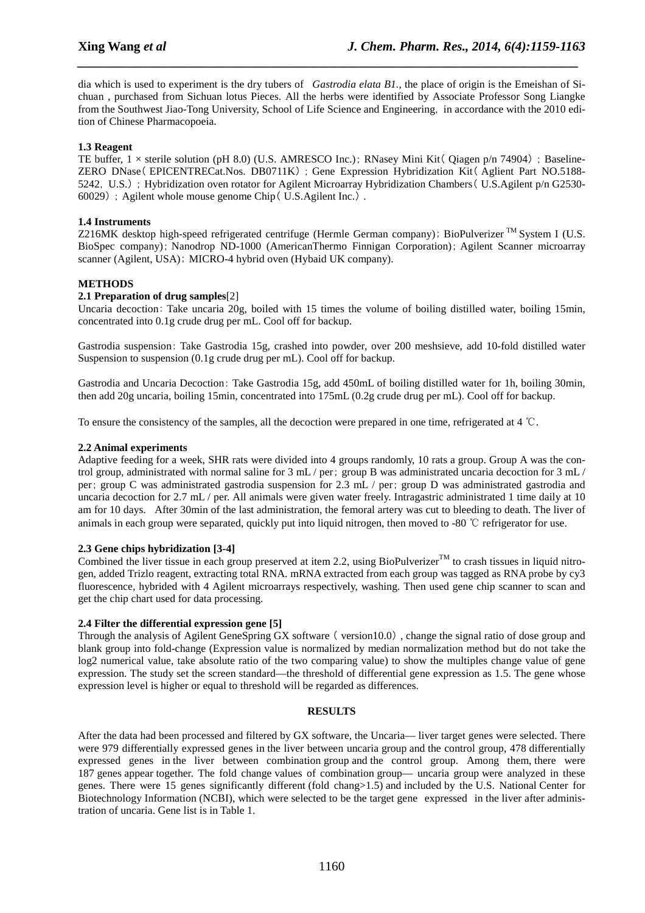dia which is used to experiment is the dry tubers of *Gastrodia elata B1.*, the place of origin is the Emeishan of Sichuan , purchased from Sichuan lotus Pieces. All the herbs were identified by Associate Professor Song Liangke from the Southwest Jiao-Tong University, School of Life Science and Engineering，in accordance with the 2010 edition of Chinese Pharmacopoeia.

**1.3 Reagent**

TE buffer, 1 × sterile solution (pH 8.0) (U.S. AMRESCO Inc.)；RNasey Mini Kit（Qiagen p/n 74904）；Baseline-ZERO DNase（EPICENTRECat.Nos. DB0711K）；Gene Expression Hybridization Kit（Aglient Part NO.5188-5242，U.S.）；Hybridization oven rotator for Agilent Microarray Hybridization Chambers（U.S.Agilent p/n G2530-60029）；Agilent whole mouse genome Chip（U.S.Agilent Inc.）.

**1.4 Instruments**

Z216MK desktop high-speed refrigerated centrifuge (Hermle German company)；BioPulverizer ™ System I (U.S. BioSpec company)；Nanodrop ND-1000 (AmericanThermo Finnigan Corporation)；Agilent Scanner microarray scanner (Agilent, USA)；MICRO-4 hybrid oven (Hybaid UK company).

**METHODS**

**2.1 Preparation of drug samples**[2]

Uncaria decoction：Take uncaria 20g, boiled with 15 times the volume of boiling distilled water, boiling 15min, concentrated into 0.1g crude drug per mL. Cool off for backup.

Gastrodia suspension：Take Gastrodia 15g, crashed into powder, over 200 meshsieve, add 10-fold distilled water Suspension to suspension (0.1g crude drug per mL). Cool off for backup.

Gastrodia and Uncaria Decoction：Take Gastrodia 15g, add 450mL of boiling distilled water for 1h, boiling 30min, then add 20g uncaria, boiling 15min, concentrated into 175mL (0.2g crude drug per mL). Cool off for backup.

To ensure the consistency of the samples, all the decoction were prepared in one time, refrigerated at 4 ℃.

**2.2 Animal experiments**

Adaptive feeding for a week, SHR rats were divided into 4 groups randomly, 10 rats a group. Group A was the control group, administrated with normal saline for 3 mL / per；group B was administrated uncaria decoction for 3 mL / per；group C was administrated gastrodia suspension for 2.3 mL / per；group D was administrated gastrodia and uncaria decoction for 2.7 mL / per. All animals were given water freely. Intragastric administrated 1 time daily at 10 am for 10 days. After 30min of the last administration, the femoral artery was cut to bleeding to death. The liver of animals in each group were separated, quickly put into liquid nitrogen, then moved to -80 ℃ refrigerator for use.

**2.3 Gene chips hybridization [3-4]**

Combined the liver tissue in each group preserved at item 2.2, using BioPulverizer™ to crash tissues in liquid nitrogen, added Trizlo reagent, extracting total RNA. mRNA extracted from each group was tagged as RNA probe by cy3 fluorescence, hybrided with 4 Agilent microarrays respectively, washing. Then used gene chip scanner to scan and get the chip chart used for data processing.

**2.4 Filter the differential expression gene [5]**

Through the analysis of Agilent GeneSpring GX software（version10.0）, change the signal ratio of dose group and blank group into fold-change (Expression value is normalized by median normalization method but do not take the log2 numerical value, take absolute ratio of the two comparing value) to show the multiples change value of gene expression. The study set the screen standard—the threshold of differential gene expression as 1.5. The gene whose expression level is higher or equal to threshold will be regarded as differences.

**RESULTS**

After the data had been processed and filtered by GX software, the Uncaria— liver target genes were selected. There were 979 differentially expressed genes in the liver between uncaria group and the control group, 478 differentially expressed genes in the liver between combination group and the control group. Among them, there were 187 genes appear together. The fold change values of combination group— uncaria group were analyzed in these genes. There were 15 genes significantly different (fold chang>1.5) and included by the U.S. National Center for Biotechnology Information (NCBI), which were selected to be the target gene expressed in the liver after administration of uncaria. Gene list is in Table 1.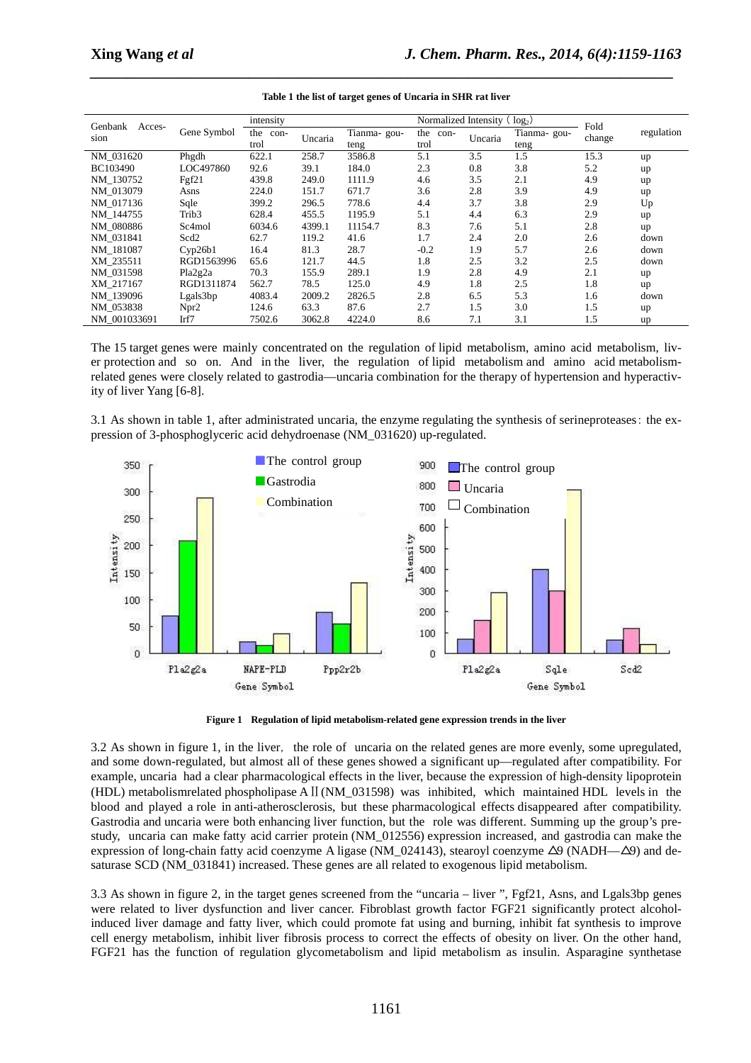**Table 1 the list of target genes of Uncaria in SHR rat liver**

| Genbank Accession | Gene Symbol | intensity | | | Normalized Intensity（$log_2$） | | | Fold change | regulation |
|---|---|---|---|---|---|---|---|---|---|
| | | the control | Uncaria | Tianma- gouteng | the control | Uncaria | Tianma- gouteng | | |
| NM_031620 | Phgdh | 622.1 | 258.7 | 3586.8 | 5.1 | 3.5 | 1.5 | 15.3 | up |
| BC103490 | LOC497860 | 92.6 | 39.1 | 184.0 | 2.3 | 0.8 | 3.8 | 5.2 | up |
| NM_130752 | Fgf21 | 439.8 | 249.0 | 1111.9 | 4.6 | 3.5 | 2.1 | 4.9 | up |
| NM_013079 | Asns | 224.0 | 151.7 | 671.7 | 3.6 | 2.8 | 3.9 | 4.9 | up |
| NM_017136 | Sqle | 399.2 | 296.5 | 778.6 | 4.4 | 3.7 | 3.8 | 2.9 | Up |
| NM_144755 | Trib3 | 628.4 | 455.5 | 1195.9 | 5.1 | 4.4 | 6.3 | 2.9 | up |
| NM_080886 | Sc4mol | 6034.6 | 4399.1 | 11154.7 | 8.3 | 7.6 | 5.1 | 2.8 | up |
| NM_031841 | Scd2 | 62.7 | 119.2 | 41.6 | 1.7 | 2.4 | 2.0 | 2.6 | down |
| NM_181087 | Cyp26b1 | 16.4 | 81.3 | 28.7 | -0.2 | 1.9 | 5.7 | 2.6 | down |
| XM_235511 | RGD1563996 | 65.6 | 121.7 | 44.5 | 1.8 | 2.5 | 3.2 | 2.5 | down |
| NM_031598 | Pla2g2a | 70.3 | 155.9 | 289.1 | 1.9 | 2.8 | 4.9 | 2.1 | up |
| XM_217167 | RGD1311874 | 562.7 | 78.5 | 125.0 | 4.9 | 1.8 | 2.5 | 1.8 | up |
| NM_139096 | Lgals3bp | 4083.4 | 2009.2 | 2826.5 | 2.8 | 6.5 | 5.3 | 1.6 | down |
| NM_053838 | Npr2 | 124.6 | 63.3 | 87.6 | 2.7 | 1.5 | 3.0 | 1.5 | up |
| NM_001033691 | Irf7 | 7502.6 | 3062.8 | 4224.0 | 8.6 | 7.1 | 3.1 | 1.5 | up |

The 15 target genes were mainly concentrated on the regulation of lipid metabolism, amino acid metabolism, liver protection and so on. And in the liver, the regulation of lipid metabolism and amino acid metabolism-related genes were closely related to gastrodia—uncaria combination for the therapy of hypertension and hyperactivity of liver Yang [6-8].

3.1 As shown in table 1, after administrated uncaria, the enzyme regulating the synthesis of serineproteases: the expression of 3-phosphoglyceric acid dehydroenase (NM_031620) up-regulated.

**Figure 1 Regulation of lipid metabolism-related gene expression trends in the liver**

3.2 As shown in figure 1, in the liver, the role of uncaria on the related genes are more evenly, some upregulated, and some down-regulated, but almost all of these genes showed a significant up—regulated after compatibility. For example, uncaria had a clear pharmacological effects in the liver, because the expression of high-density lipoprotein (HDL) metabolismrelated phospholipase A Ⅱ(NM_031598) was inhibited, which maintained HDL levels in the blood and played a role in anti-atherosclerosis, but these pharmacological effects disappeared after compatibility. Gastrodia and uncaria were both enhancing liver function, but the role was different. Summing up the group's prestudy, uncaria can make fatty acid carrier protein (NM_012556) expression increased, and gastrodia can make the expression of long-chain fatty acid coenzyme A ligase (NM_024143), stearoyl coenzyme △9 (NADH—△9) and desaturase SCD (NM_031841) increased. These genes are all related to exogenous lipid metabolism.

3.3 As shown in figure 2, in the target genes screened from the "uncaria – liver ", Fgf21, Asns, and Lgals3bp genes were related to liver dysfunction and liver cancer. Fibroblast growth factor FGF21 significantly protect alcohol-induced liver damage and fatty liver, which could promote fat using and burning, inhibit fat synthesis to improve cell energy metabolism, inhibit liver fibrosis process to correct the effects of obesity on liver. On the other hand, FGF21 has the function of regulation glycometabolism and lipid metabolism as insulin. Asparagine synthetase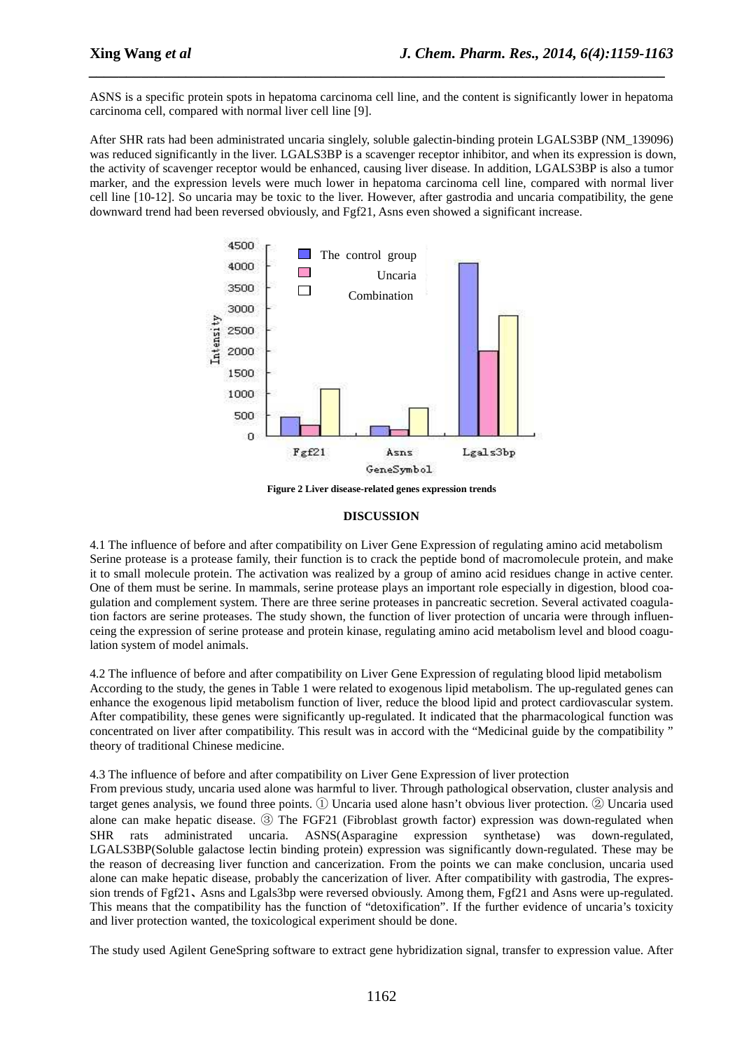ASNS is a specific protein spots in hepatoma carcinoma cell line, and the content is significantly lower in hepatoma carcinoma cell, compared with normal liver cell line [9].

After SHR rats had been administrated uncaria singlely, soluble galectin-binding protein LGALS3BP (NM_139096) was reduced significantly in the liver. LGALS3BP is a scavenger receptor inhibitor, and when its expression is down, the activity of scavenger receptor would be enhanced, causing liver disease. In addition, LGALS3BP is also a tumor marker, and the expression levels were much lower in hepatoma carcinoma cell line, compared with normal liver cell line [10-12]. So uncaria may be toxic to the liver. However, after gastrodia and uncaria compatibility, the gene downward trend had been reversed obviously, and Fgf21, Asns even showed a significant increase.

**Figure 2 Liver disease-related genes expression trends**

## DISCUSSION

4.1 The influence of before and after compatibility on Liver Gene Expression of regulating amino acid metabolism

Serine protease is a protease family, their function is to crack the peptide bond of macromolecule protein, and make it to small molecule protein. The activation was realized by a group of amino acid residues change in active center. One of them must be serine. In mammals, serine protease plays an important role especially in digestion, blood coagulation and complement system. There are three serine proteases in pancreatic secretion. Several activated coagulation factors are serine proteases. The study shown, the function of liver protection of uncaria were through influenceing the expression of serine protease and protein kinase, regulating amino acid metabolism level and blood coagulation system of model animals.

4.2 The influence of before and after compatibility on Liver Gene Expression of regulating blood lipid metabolism

According to the study, the genes in Table 1 were related to exogenous lipid metabolism. The up-regulated genes can enhance the exogenous lipid metabolism function of liver, reduce the blood lipid and protect cardiovascular system. After compatibility, these genes were significantly up-regulated. It indicated that the pharmacological function was concentrated on liver after compatibility. This result was in accord with the "Medicinal guide by the compatibility " theory of traditional Chinese medicine.

4.3 The influence of before and after compatibility on Liver Gene Expression of liver protection

From previous study, uncaria used alone was harmful to liver. Through pathological observation, cluster analysis and target genes analysis, we found three points. ① Uncaria used alone hasn't obvious liver protection. ② Uncaria used alone can make hepatic disease. ③ The FGF21 (Fibroblast growth factor) expression was down-regulated when SHR rats administrated uncaria. ASNS(Asparagine expression synthetase) was down-regulated, LGALS3BP(Soluble galactose lectin binding protein) expression was significantly down-regulated. These may be the reason of decreasing liver function and cancerization. From the points we can make conclusion, uncaria used alone can make hepatic disease, probably the cancerization of liver. After compatibility with gastrodia, The expression trends of Fgf21、Asns and Lgals3bp were reversed obviously. Among them, Fgf21 and Asns were up-regulated. This means that the compatibility has the function of "detoxification". If the further evidence of uncaria's toxicity and liver protection wanted, the toxicological experiment should be done.

The study used Agilent GeneSpring software to extract gene hybridization signal, transfer to expression value. After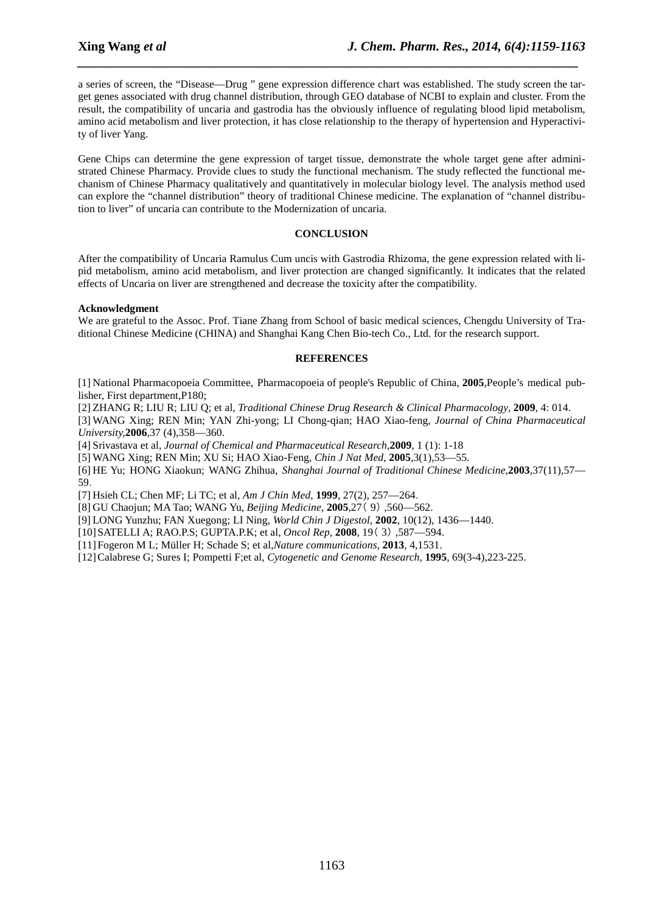a series of screen, the "Disease—Drug " gene expression difference chart was established. The study screen the target genes associated with drug channel distribution, through GEO database of NCBI to explain and cluster. From the result, the compatibility of uncaria and gastrodia has the obviously influence of regulating blood lipid metabolism, amino acid metabolism and liver protection, it has close relationship to the therapy of hypertension and Hyperactivity of liver Yang.

Gene Chips can determine the gene expression of target tissue, demonstrate the whole target gene after administrated Chinese Pharmacy. Provide clues to study the functional mechanism. The study reflected the functional mechanism of Chinese Pharmacy qualitatively and quantitatively in molecular biology level. The analysis method used can explore the "channel distribution" theory of traditional Chinese medicine. The explanation of "channel distribution to liver" of uncaria can contribute to the Modernization of uncaria.

## CONCLUSION

After the compatibility of Uncaria Ramulus Cum uncis with Gastrodia Rhizoma, the gene expression related with lipid metabolism, amino acid metabolism, and liver protection are changed significantly. It indicates that the related effects of Uncaria on liver are strengthened and decrease the toxicity after the compatibility.

**Acknowledgment**

We are grateful to the Assoc. Prof. Tiane Zhang from School of basic medical sciences, Chengdu University of Traditional Chinese Medicine (CHINA) and Shanghai Kang Chen Bio-tech Co., Ltd. for the research support.

## REFERENCES

[1] National Pharmacopoeia Committee, Pharmacopoeia of people's Republic of China, **2005**,People's medical publisher, First department,P180;

[2] ZHANG R; LIU R; LIU Q; et al, *Traditional Chinese Drug Research & Clinical Pharmacology*, **2009**, 4: 014.

[3] WANG Xing; REN Min; YAN Zhi-yong; LI Chong-qian; HAO Xiao-feng, *Journal of China Pharmaceutical University*,**2006**,37 (4),358—360.

[4] Srivastava et al, *Journal of Chemical and Pharmaceutical Research*,**2009**, 1 (1): 1-18

[5] WANG Xing; REN Min; XU Si; HAO Xiao-Feng, *Chin J Nat Med*, **2005**,3(1),53—55.

[6] HE Yu; HONG Xiaokun; WANG Zhihua, *Shanghai Journal of Traditional Chinese Medicine*,**2003**,37(11),57—59.

[7] Hsieh CL; Chen MF; Li TC; et al, *Am J Chin Med*, **1999**, 27(2), 257—264.

[8] GU Chaojun; MA Tao; WANG Yu, *Beijing Medicine*, **2005**,27（9）,560—562.

[9] LONG Yunzhu; FAN Xuegong; LI Ning, *World Chin J Digestol*, **2002**, 10(12), 1436—1440.

[10] SATELLI A; RAO.P.S; GUPTA.P.K; et al, *Oncol Rep*, **2008**, 19（3）,587—594.

[11] Fogeron M L; Müller H; Schade S; et al,*Nature communications*, **2013**, 4,1531.

[12] Calabrese G; Sures I; Pompetti F;et al, *Cytogenetic and Genome Research*, **1995**, 69(3-4),223-225.